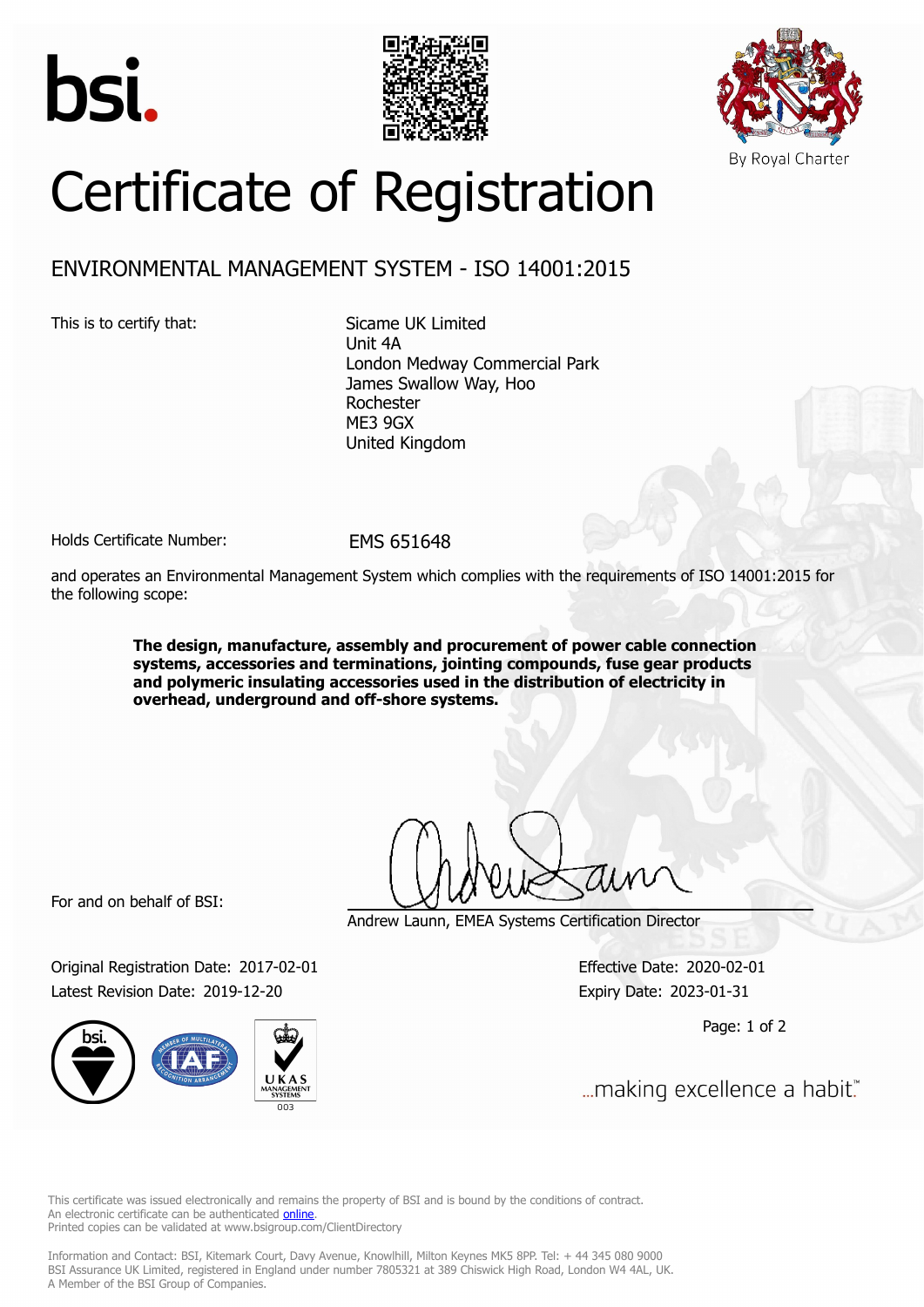# Certificate of Registration

## ENVIRONMENTAL MANAGEMENT SYSTEM - ISO 14001:2015

This is to certify that:

Sicame UK Limited
Unit 4A
London Medway Commercial Park
James Swallow Way, Hoo
Rochester
ME3 9GX
United Kingdom

Holds Certificate Number: EMS 651648

and operates an Environmental Management System which complies with the requirements of ISO 14001:2015 for the following scope:

**The design, manufacture, assembly and procurement of power cable connection systems, accessories and terminations, jointing compounds, fuse gear products and polymeric insulating accessories used in the distribution of electricity in overhead, underground and off-shore systems.**

For and on behalf of BSI:

Andrew Launn, EMEA Systems Certification Director

Original Registration Date: 2017-02-01
Latest Revision Date: 2019-12-20

Effective Date: 2020-02-01
Expiry Date: 2023-01-31

...making excellence a habit.™

This certificate was issued electronically and remains the property of BSI and is bound by the conditions of contract.
An electronic certificate can be authenticated online.
Printed copies can be validated at www.bsigroup.com/ClientDirectory

Information and Contact: BSI, Kitemark Court, Davy Avenue, Knowlhill, Milton Keynes MK5 8PP. Tel: + 44 345 080 9000
BSI Assurance UK Limited, registered in England under number 7805321 at 389 Chiswick High Road, London W4 4AL, UK.
A Member of the BSI Group of Companies.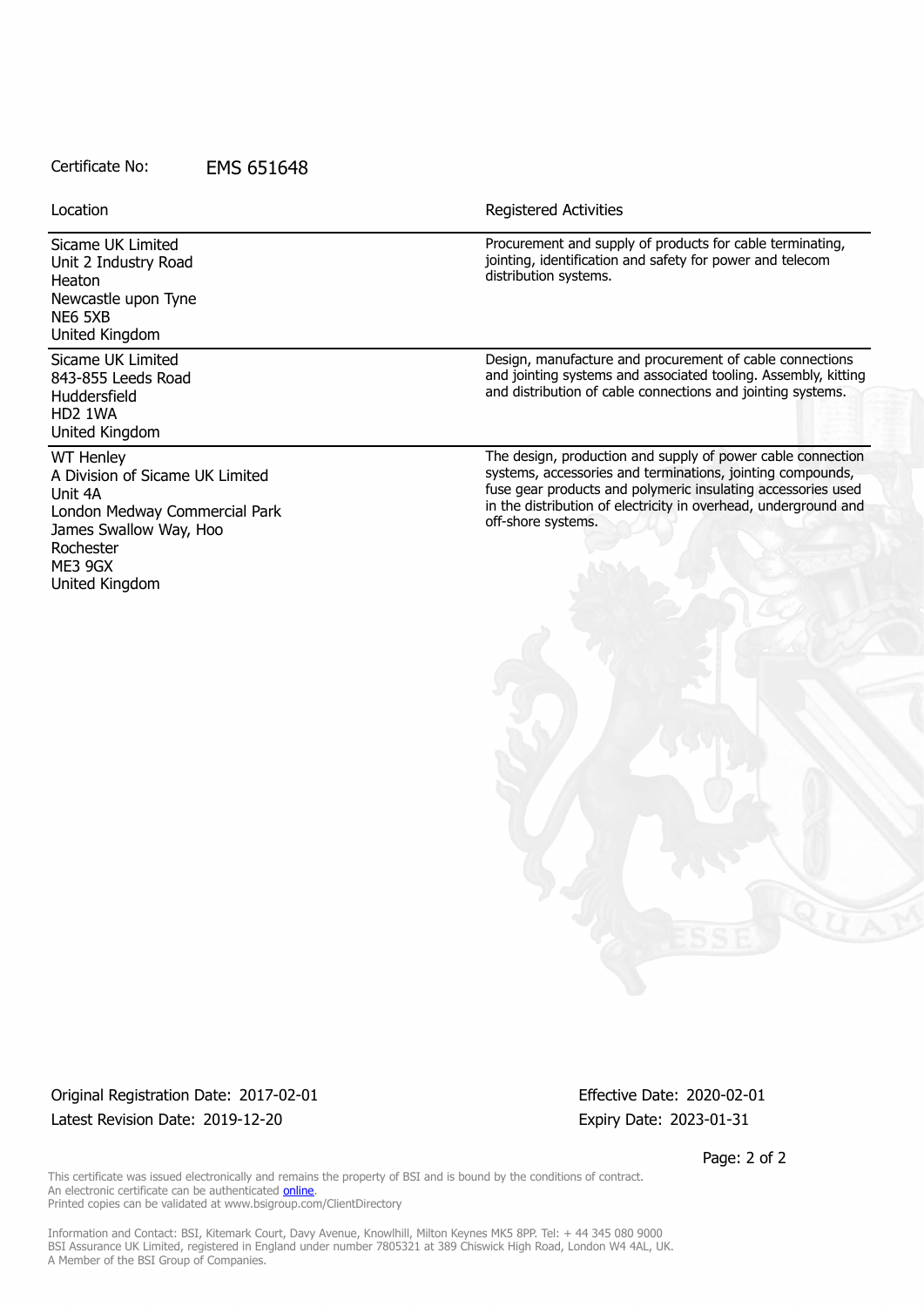Certificate No: EMS 651648

| Location | Registered Activities |
| --- | --- |
| Sicame UK Limited<br>Unit 2 Industry Road<br>Heaton<br>Newcastle upon Tyne<br>NE6 5XB<br>United Kingdom | Procurement and supply of products for cable terminating, jointing, identification and safety for power and telecom distribution systems. |
| Sicame UK Limited<br>843-855 Leeds Road<br>Huddersfield<br>HD2 1WA<br>United Kingdom | Design, manufacture and procurement of cable connections and jointing systems and associated tooling. Assembly, kitting and distribution of cable connections and jointing systems. |
| WT Henley<br>A Division of Sicame UK Limited<br>Unit 4A<br>London Medway Commercial Park<br>James Swallow Way, Hoo<br>Rochester<br>ME3 9GX<br>United Kingdom | The design, production and supply of power cable connection systems, accessories and terminations, jointing compounds, fuse gear products and polymeric insulating accessories used in the distribution of electricity in overhead, underground and off-shore systems. |

Original Registration Date: 2017-02-01
Latest Revision Date: 2019-12-20

Effective Date: 2020-02-01
Expiry Date: 2023-01-31

This certificate was issued electronically and remains the property of BSI and is bound by the conditions of contract.
An electronic certificate can be authenticated online.
Printed copies can be validated at www.bsigroup.com/ClientDirectory

Information and Contact: BSI, Kitemark Court, Davy Avenue, Knowlhill, Milton Keynes MK5 8PP. Tel: + 44 345 080 9000
BSI Assurance UK Limited, registered in England under number 7805321 at 389 Chiswick High Road, London W4 4AL, UK.
A Member of the BSI Group of Companies.